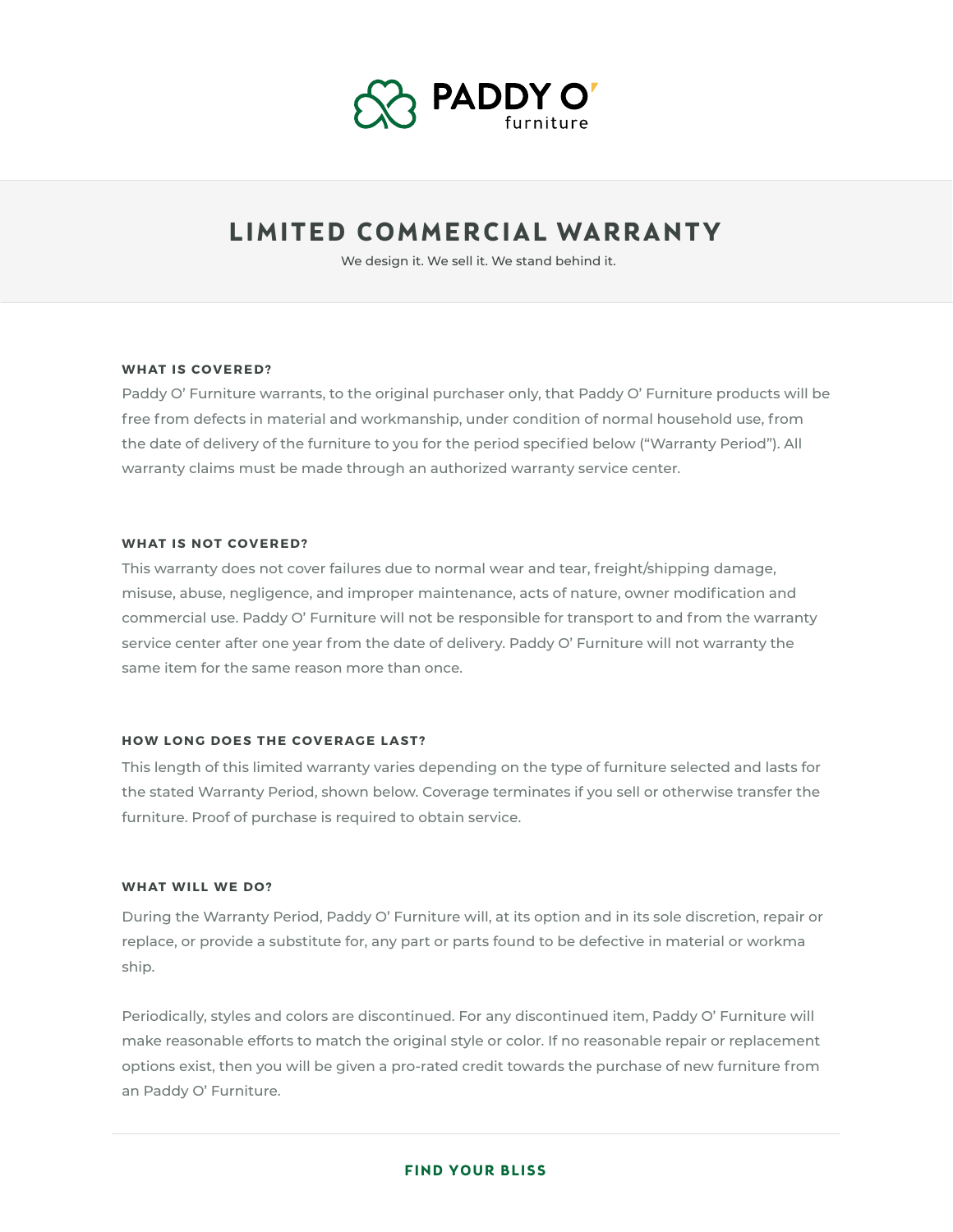PADDY O' furniture

# LIMITED COMMERCIAL WARRANTY

We design it. We sell it. We stand behind it.

### WHAT IS COVERED?

Paddy O' Furniture warrants, to the original purchaser only, that Paddy O' Furniture products will be free from defects in material and workmanship, under condition of normal household use, from the date of delivery of the furniture to you for the period specified below ("Warranty Period"). All warranty claims must be made through an authorized warranty service center.

### WHAT IS NOT COVERED?

This warranty does not cover failures due to normal wear and tear, freight/shipping damage, misuse, abuse, negligence, and improper maintenance, acts of nature, owner modification and commercial use. Paddy O' Furniture will not be responsible for transport to and from the warranty service center after one year from the date of delivery. Paddy O' Furniture will not warranty the same item for the same reason more than once.

### HOW LONG DOES THE COVERAGE LAST?

This length of this limited warranty varies depending on the type of furniture selected and lasts for the stated Warranty Period, shown below. Coverage terminates if you sell or otherwise transfer the furniture. Proof of purchase is required to obtain service.

### WHAT WILL WE DO?

During the Warranty Period, Paddy O' Furniture will, at its option and in its sole discretion, repair or replace, or provide a substitute for, any part or parts found to be defective in material or workma ship.

Periodically, styles and colors are discontinued. For any discontinued item, Paddy O' Furniture will make reasonable efforts to match the original style or color. If no reasonable repair or replacement options exist, then you will be given a pro-rated credit towards the purchase of new furniture from an Paddy O' Furniture.

**FIND YOUR BLISS**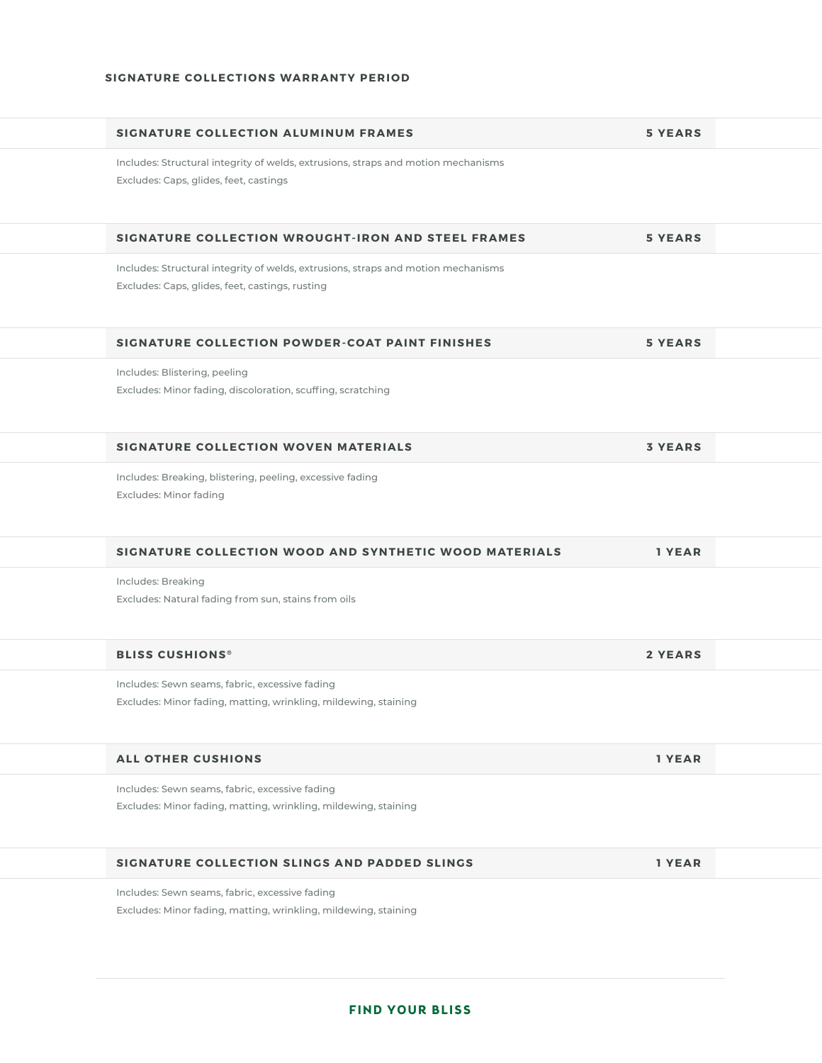## SIGNATURE COLLECTIONS WARRANTY PERIOD

### SIGNATURE COLLECTION ALUMINUM FRAMES — 5 YEARS

Includes: Structural integrity of welds, extrusions, straps and motion mechanisms

Excludes: Caps, glides, feet, castings

### SIGNATURE COLLECTION WROUGHT-IRON AND STEEL FRAMES — 5 YEARS

Includes: Structural integrity of welds, extrusions, straps and motion mechanisms

Excludes: Caps, glides, feet, castings, rusting

### SIGNATURE COLLECTION POWDER-COAT PAINT FINISHES — 5 YEARS

Includes: Blistering, peeling

Excludes: Minor fading, discoloration, scuffing, scratching

### SIGNATURE COLLECTION WOVEN MATERIALS — 3 YEARS

Includes: Breaking, blistering, peeling, excessive fading

Excludes: Minor fading

### SIGNATURE COLLECTION WOOD AND SYNTHETIC WOOD MATERIALS — 1 YEAR

Includes: Breaking

Excludes: Natural fading from sun, stains from oils

### BLISS CUSHIONS® — 2 YEARS

Includes: Sewn seams, fabric, excessive fading

Excludes: Minor fading, matting, wrinkling, mildewing, staining

### ALL OTHER CUSHIONS — 1 YEAR

Includes: Sewn seams, fabric, excessive fading

Excludes: Minor fading, matting, wrinkling, mildewing, staining

### SIGNATURE COLLECTION SLINGS AND PADDED SLINGS — 1 YEAR

Includes: Sewn seams, fabric, excessive fading

Excludes: Minor fading, matting, wrinkling, mildewing, staining

**FIND YOUR BLISS**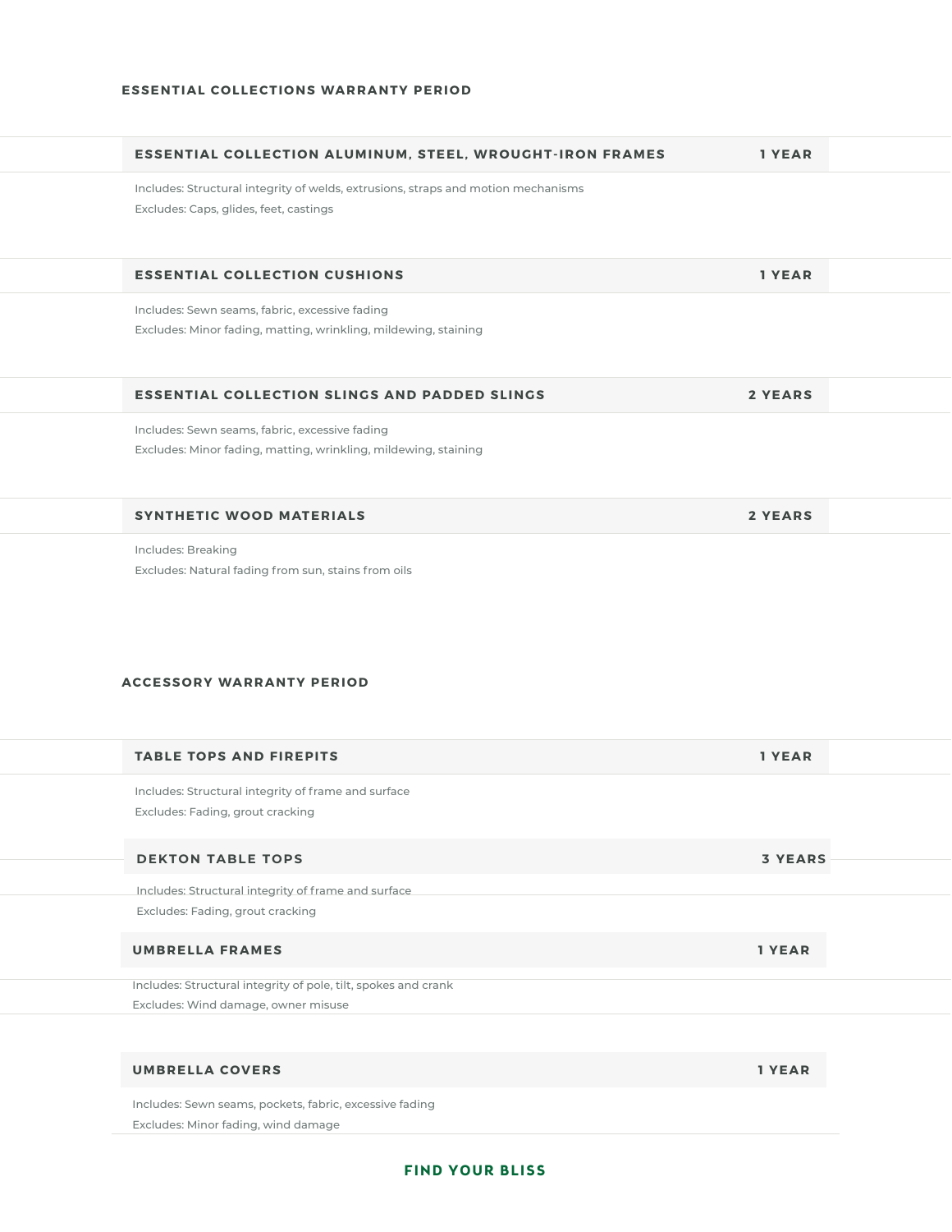## ESSENTIAL COLLECTIONS WARRANTY PERIOD

### ESSENTIAL COLLECTION ALUMINUM, STEEL, WROUGHT-IRON FRAMES — 1 YEAR

Includes: Structural integrity of welds, extrusions, straps and motion mechanisms

Excludes: Caps, glides, feet, castings

### ESSENTIAL COLLECTION CUSHIONS — 1 YEAR

Includes: Sewn seams, fabric, excessive fading

Excludes: Minor fading, matting, wrinkling, mildewing, staining

### ESSENTIAL COLLECTION SLINGS AND PADDED SLINGS — 2 YEARS

Includes: Sewn seams, fabric, excessive fading

Excludes: Minor fading, matting, wrinkling, mildewing, staining

### SYNTHETIC WOOD MATERIALS — 2 YEARS

Includes: Breaking

Excludes: Natural fading from sun, stains from oils

## ACCESSORY WARRANTY PERIOD

### TABLE TOPS AND FIREPITS — 1 YEAR

Includes: Structural integrity of frame and surface

Excludes: Fading, grout cracking

### DEKTON TABLE TOPS — 3 YEARS

Includes: Structural integrity of frame and surface

Excludes: Fading, grout cracking

### UMBRELLA FRAMES — 1 YEAR

Includes: Structural integrity of pole, tilt, spokes and crank

Excludes: Wind damage, owner misuse

### UMBRELLA COVERS — 1 YEAR

Includes: Sewn seams, pockets, fabric, excessive fading

Excludes: Minor fading, wind damage

**FIND YOUR BLISS**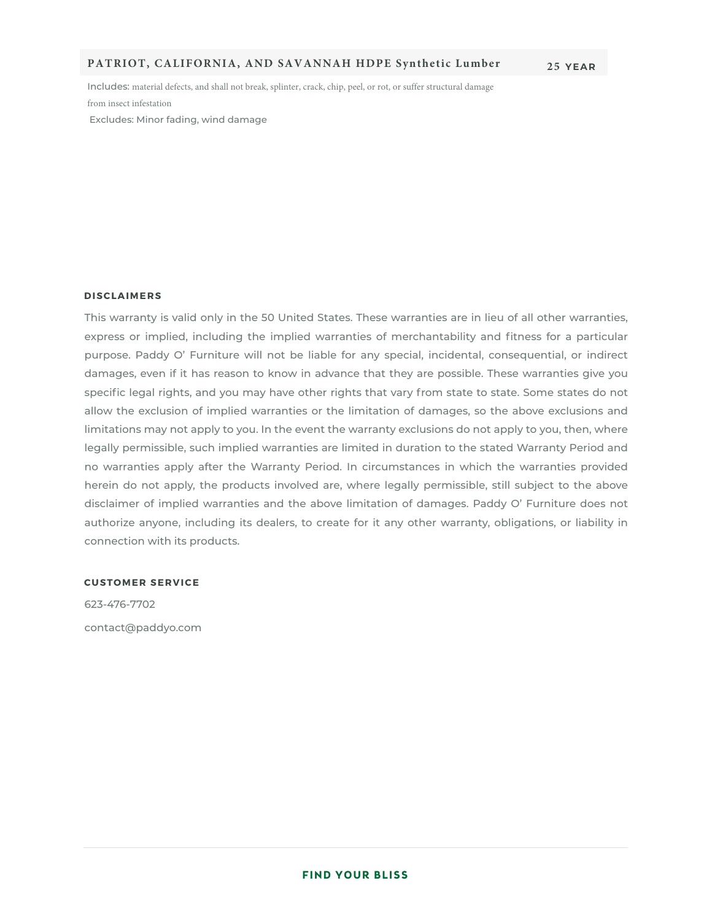| PATRIOT, CALIFORNIA, AND SAVANNAH HDPE Synthetic Lumber | 25 YEAR |
|---|---|

Includes: material defects, and shall not break, splinter, crack, chip, peel, or rot, or suffer structural damage from insect infestation

Excludes: Minor fading, wind damage

### DISCLAIMERS

This warranty is valid only in the 50 United States. These warranties are in lieu of all other warranties, express or implied, including the implied warranties of merchantability and fitness for a particular purpose. Paddy O' Furniture will not be liable for any special, incidental, consequential, or indirect damages, even if it has reason to know in advance that they are possible. These warranties give you specific legal rights, and you may have other rights that vary from state to state. Some states do not allow the exclusion of implied warranties or the limitation of damages, so the above exclusions and limitations may not apply to you. In the event the warranty exclusions do not apply to you, then, where legally permissible, such implied warranties are limited in duration to the stated Warranty Period and no warranties apply after the Warranty Period. In circumstances in which the warranties provided herein do not apply, the products involved are, where legally permissible, still subject to the above disclaimer of implied warranties and the above limitation of damages. Paddy O' Furniture does not authorize anyone, including its dealers, to create for it any other warranty, obligations, or liability in connection with its products.

### CUSTOMER SERVICE

623-476-7702

contact@paddyo.com